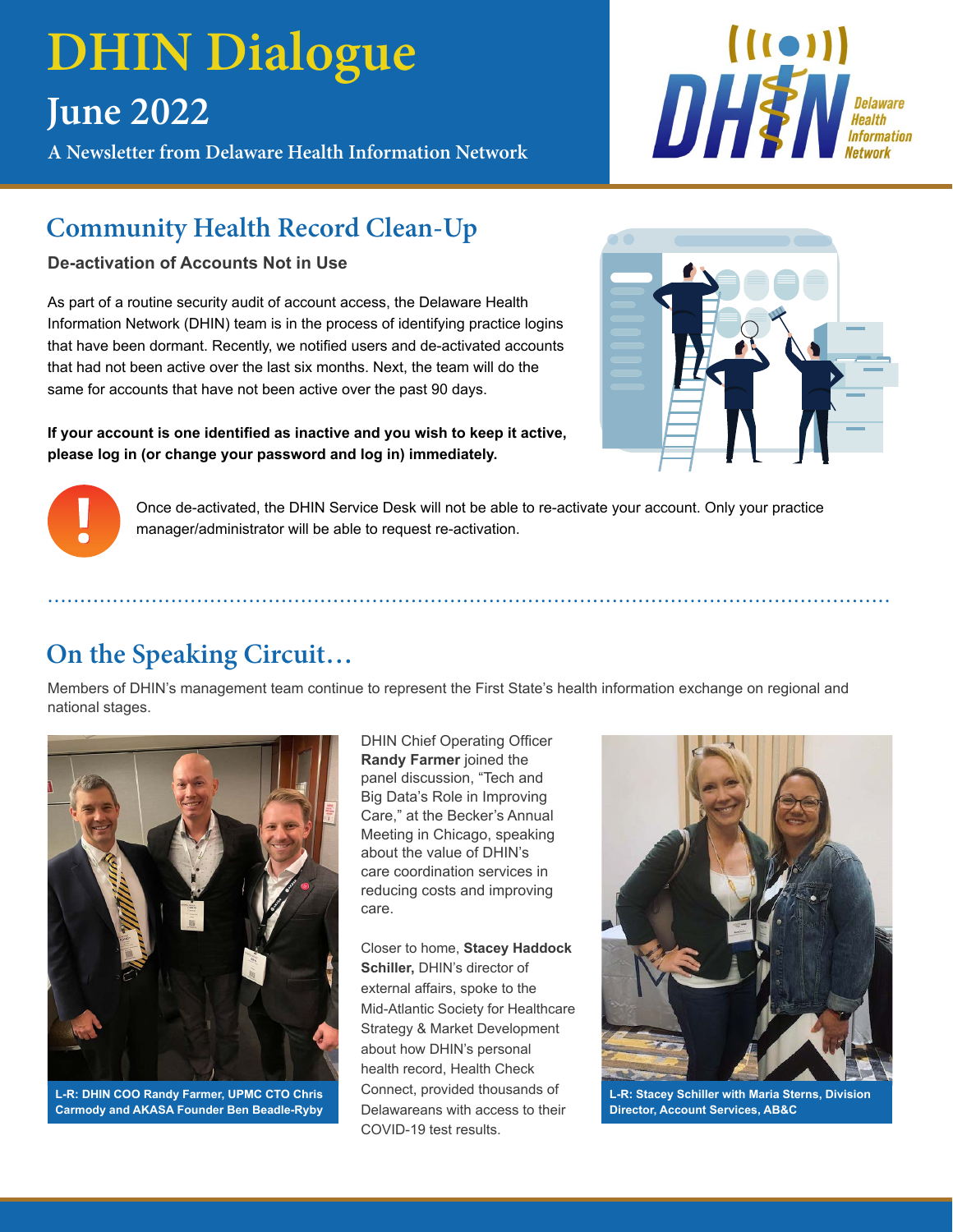# DHIN Dialogue

## June 2022

**A Newsletter from Delaware Health Information Network**

## Community Health Record Clean-Up

**De-activation of Accounts Not in Use**

As part of a routine security audit of account access, the Delaware Health Information Network (DHIN) team is in the process of identifying practice logins that have been dormant. Recently, we notified users and de-activated accounts that had not been active over the last six months. Next, the team will do the same for accounts that have not been active over the past 90 days.

**If your account is one identified as inactive and you wish to keep it active, please log in (or change your password and log in) immediately.**

Once de-activated, the DHIN Service Desk will not be able to re-activate your account. Only your practice manager/administrator will be able to request re-activation.

## On the Speaking Circuit…

Members of DHIN's management team continue to represent the First State's health information exchange on regional and national stages.

**L-R: DHIN COO Randy Farmer, UPMC CTO Chris Carmody and AKASA Founder Ben Beadle-Ryby**

DHIN Chief Operating Officer **Randy Farmer** joined the panel discussion, "Tech and Big Data's Role in Improving Care," at the Becker's Annual Meeting in Chicago, speaking about the value of DHIN's care coordination services in reducing costs and improving care.

Closer to home, **Stacey Haddock Schiller,** DHIN's director of external affairs, spoke to the Mid-Atlantic Society for Healthcare Strategy & Market Development about how DHIN's personal health record, Health Check Connect, provided thousands of Delawareans with access to their COVID-19 test results.

**L-R: Stacey Schiller with Maria Sterns, Division Director, Account Services, AB&C**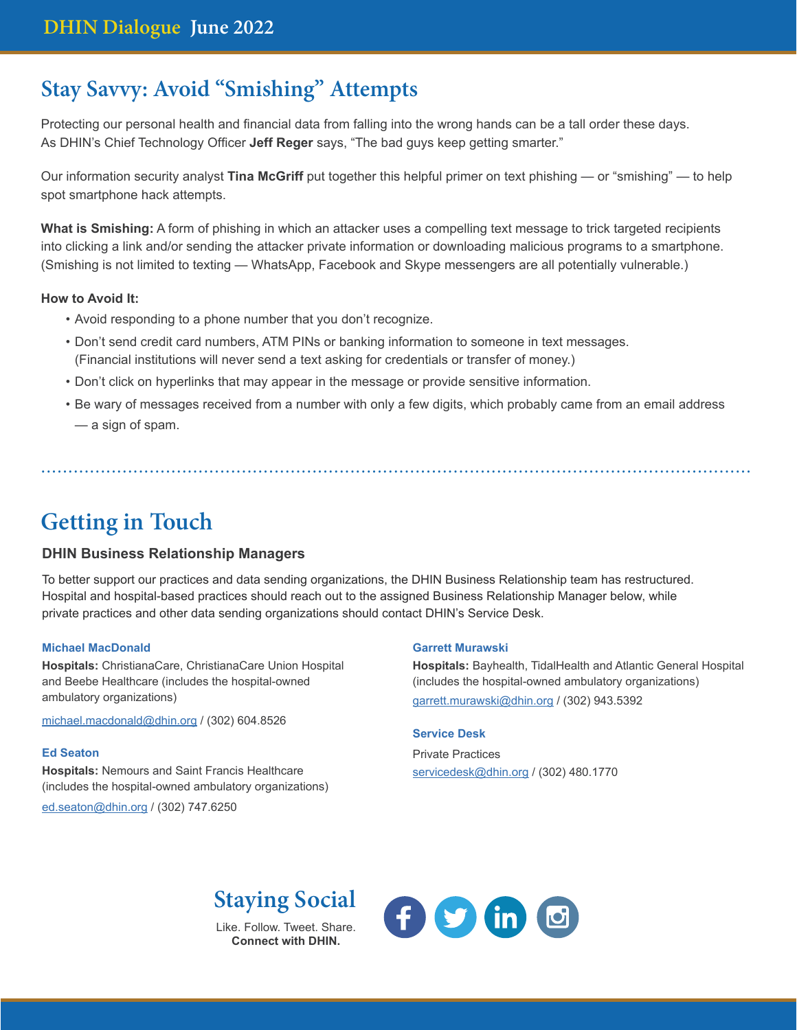## Stay Savvy: Avoid "Smishing" Attempts

Protecting our personal health and financial data from falling into the wrong hands can be a tall order these days. As DHIN's Chief Technology Officer **Jeff Reger** says, "The bad guys keep getting smarter."

Our information security analyst **Tina McGriff** put together this helpful primer on text phishing — or "smishing" — to help spot smartphone hack attempts.

**What is Smishing:** A form of phishing in which an attacker uses a compelling text message to trick targeted recipients into clicking a link and/or sending the attacker private information or downloading malicious programs to a smartphone. (Smishing is not limited to texting — WhatsApp, Facebook and Skype messengers are all potentially vulnerable.)

**How to Avoid It:**

- Avoid responding to a phone number that you don't recognize.
- Don't send credit card numbers, ATM PINs or banking information to someone in text messages. (Financial institutions will never send a text asking for credentials or transfer of money.)
- Don't click on hyperlinks that may appear in the message or provide sensitive information.
- Be wary of messages received from a number with only a few digits, which probably came from an email address — a sign of spam.

## Getting in Touch

### DHIN Business Relationship Managers

To better support our practices and data sending organizations, the DHIN Business Relationship team has restructured. Hospital and hospital-based practices should reach out to the assigned Business Relationship Manager below, while private practices and other data sending organizations should contact DHIN's Service Desk.

**Michael MacDonald**

**Hospitals:** ChristianaCare, ChristianaCare Union Hospital and Beebe Healthcare (includes the hospital-owned ambulatory organizations)

michael.macdonald@dhin.org / (302) 604.8526

**Ed Seaton**

**Hospitals:** Nemours and Saint Francis Healthcare (includes the hospital-owned ambulatory organizations)

ed.seaton@dhin.org / (302) 747.6250

**Garrett Murawski**

**Hospitals:** Bayhealth, TidalHealth and Atlantic General Hospital (includes the hospital-owned ambulatory organizations)

garrett.murawski@dhin.org / (302) 943.5392

**Service Desk**

Private Practices

servicedesk@dhin.org / (302) 480.1770

## Staying Social

Like. Follow. Tweet. Share.
**Connect with DHIN.**